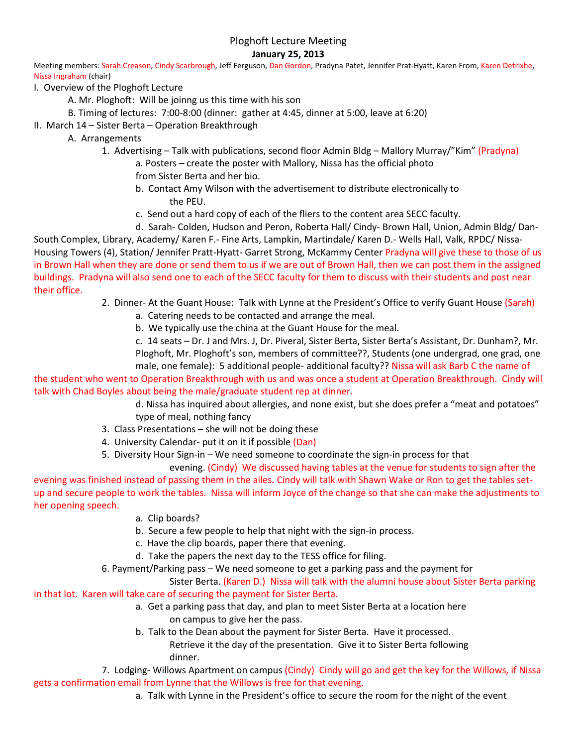# Ploghoft Lecture Meeting

**January 25, 2013**

Meeting members: Sarah Creason, Cindy Scarbrough, Jeff Ferguson, Dan Gordon, Pradyna Patet, Jennifer Prat-Hyatt, Karen From, Karen Detrixhe, Nissa Ingraham (chair)

I. Overview of the Ploghoft Lecture

- A. Mr. Ploghoft: Will be joinng us this time with his son
- B. Timing of lectures: 7:00-8:00 (dinner: gather at 4:45, dinner at 5:00, leave at 6:20)

II. March 14 – Sister Berta – Operation Breakthrough

- A. Arrangements
  1. Advertising – Talk with publications, second floor Admin Bldg – Mallory Murray/"Kim" (Pradyna)
     - a. Posters – create the poster with Mallory, Nissa has the official photo from Sister Berta and her bio.
     - b. Contact Amy Wilson with the advertisement to distribute electronically to the PEU.
     - c. Send out a hard copy of each of the fliers to the content area SECC faculty.
     - d. Sarah- Colden, Hudson and Peron, Roberta Hall/ Cindy- Brown Hall, Union, Admin Bldg/ Dan- South Complex, Library, Academy/ Karen F.- Fine Arts, Lampkin, Martindale/ Karen D.- Wells Hall, Valk, RPDC/ Nissa- Housing Towers (4), Station/ Jennifer Pratt-Hyatt- Garret Strong, McKammy Center Pradyna will give these to those of us in Brown Hall when they are done or send them to us if we are out of Brown Hall, then we can post them in the assigned buildings. Pradyna will also send one to each of the SECC faculty for them to discuss with their students and post near their office.
  2. Dinner- At the Guant House: Talk with Lynne at the President's Office to verify Guant House (Sarah)
     - a. Catering needs to be contacted and arrange the meal.
     - b. We typically use the china at the Guant House for the meal.
     - c. 14 seats – Dr. J and Mrs. J, Dr. Piveral, Sister Berta, Sister Berta's Assistant, Dr. Dunham?, Mr. Ploghoft, Mr. Ploghoft's son, members of committee??, Students (one undergrad, one grad, one male, one female): 5 additional people- additional faculty?? Nissa will ask Barb C the name of the student who went to Operation Breakthrough with us and was once a student at Operation Breakthrough. Cindy will talk with Chad Boyles about being the male/graduate student rep at dinner.
     - d. Nissa has inquired about allergies, and none exist, but she does prefer a "meat and potatoes" type of meal, nothing fancy
  3. Class Presentations – she will not be doing these
  4. University Calendar- put it on it if possible (Dan)
  5. Diversity Hour Sign-in – We need someone to coordinate the sign-in process for that evening. (Cindy) We discussed having tables at the venue for students to sign after the evening was finished instead of passing them in the ailes. Cindy will talk with Shawn Wake or Ron to get the tables set-up and secure people to work the tables. Nissa will inform Joyce of the change so that she can make the adjustments to her opening speech.
     - a. Clip boards?
     - b. Secure a few people to help that night with the sign-in process.
     - c. Have the clip boards, paper there that evening.
     - d. Take the papers the next day to the TESS office for filing.
  6. Payment/Parking pass – We need someone to get a parking pass and the payment for Sister Berta. (Karen D.) Nissa will talk with the alumni house about Sister Berta parking in that lot. Karen will take care of securing the payment for Sister Berta.
     - a. Get a parking pass that day, and plan to meet Sister Berta at a location here on campus to give her the pass.
     - b. Talk to the Dean about the payment for Sister Berta. Have it processed. Retrieve it the day of the presentation. Give it to Sister Berta following dinner.
  7. Lodging- Willows Apartment on campus (Cindy) Cindy will go and get the key for the Willows, if Nissa gets a confirmation email from Lynne that the Willows is free for that evening.
     - a. Talk with Lynne in the President's office to secure the room for the night of the event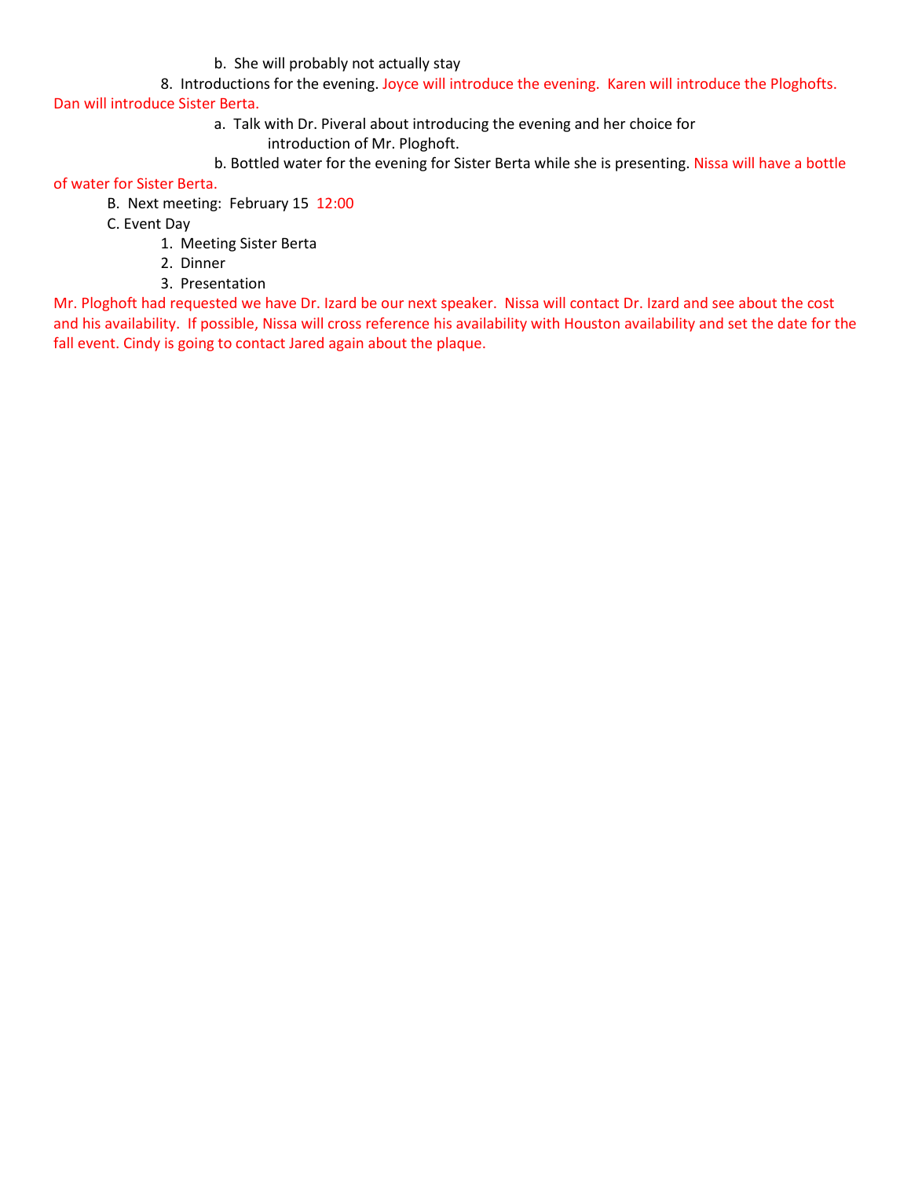b. She will probably not actually stay

8. Introductions for the evening. Joyce will introduce the evening. Karen will introduce the Ploghofts. Dan will introduce Sister Berta.

   a. Talk with Dr. Piveral about introducing the evening and her choice for introduction of Mr. Ploghoft.

   b. Bottled water for the evening for Sister Berta while she is presenting. Nissa will have a bottle of water for Sister Berta.

B. Next meeting: February 15 12:00

C. Event Day

1. Meeting Sister Berta
2. Dinner
3. Presentation

Mr. Ploghoft had requested we have Dr. Izard be our next speaker. Nissa will contact Dr. Izard and see about the cost and his availability. If possible, Nissa will cross reference his availability with Houston availability and set the date for the fall event. Cindy is going to contact Jared again about the plaque.